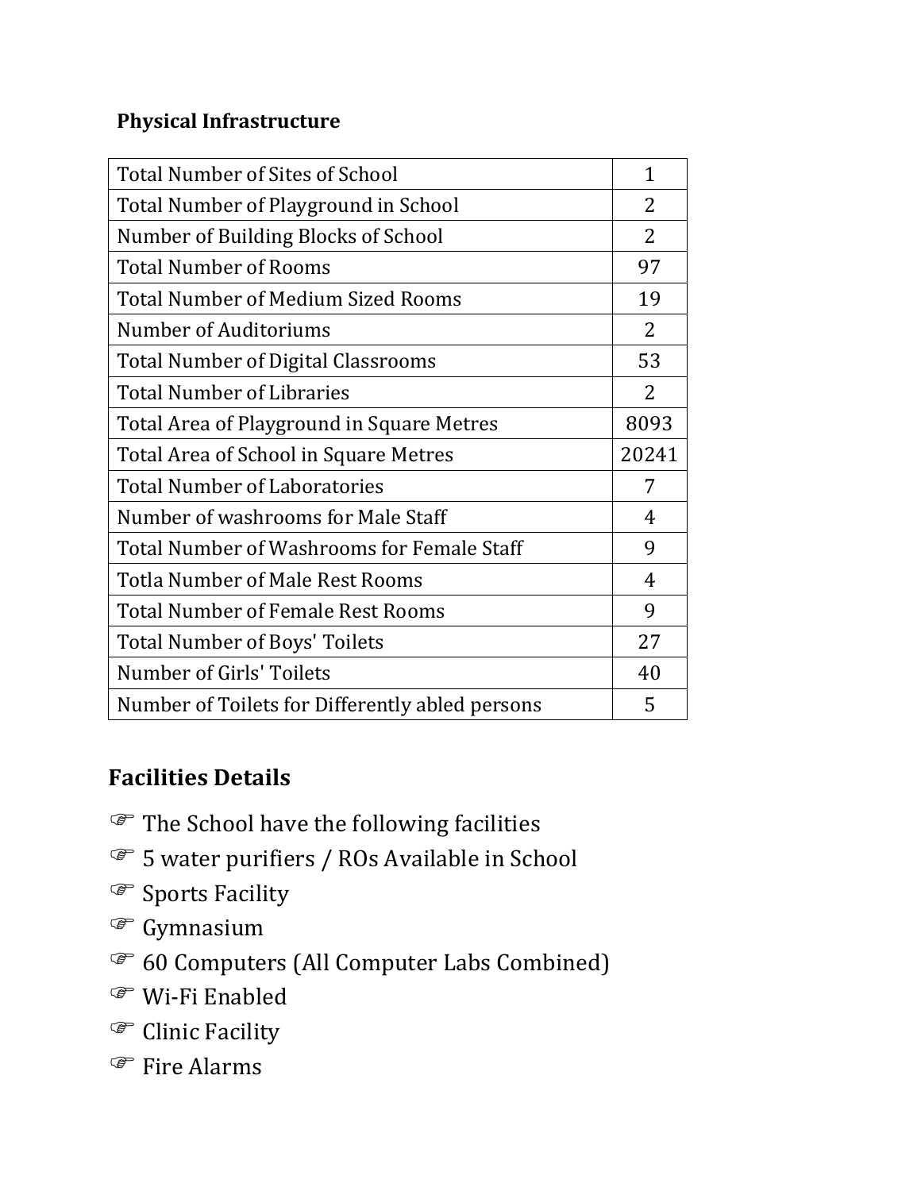**Physical Infrastructure**

| Total Number of Sites of School | 1 |
| --- | --- |
| Total Number of Playground in School | 2 |
| Number of Building Blocks of School | 2 |
| Total Number of Rooms | 97 |
| Total Number of Medium Sized Rooms | 19 |
| Number of Auditoriums | 2 |
| Total Number of Digital Classrooms | 53 |
| Total Number of Libraries | 2 |
| Total Area of Playground in Square Metres | 8093 |
| Total Area of School in Square Metres | 20241 |
| Total Number of Laboratories | 7 |
| Number of washrooms for Male Staff | 4 |
| Total Number of Washrooms for Female Staff | 9 |
| Totla Number of Male Rest Rooms | 4 |
| Total Number of Female Rest Rooms | 9 |
| Total Number of Boys' Toilets | 27 |
| Number of Girls' Toilets | 40 |
| Number of Toilets for Differently abled persons | 5 |

## Facilities Details

- The School have the following facilities
- 5 water purifiers / ROs Available in School
- Sports Facility
- Gymnasium
- 60 Computers (All Computer Labs Combined)
- Wi-Fi Enabled
- Clinic Facility
- Fire Alarms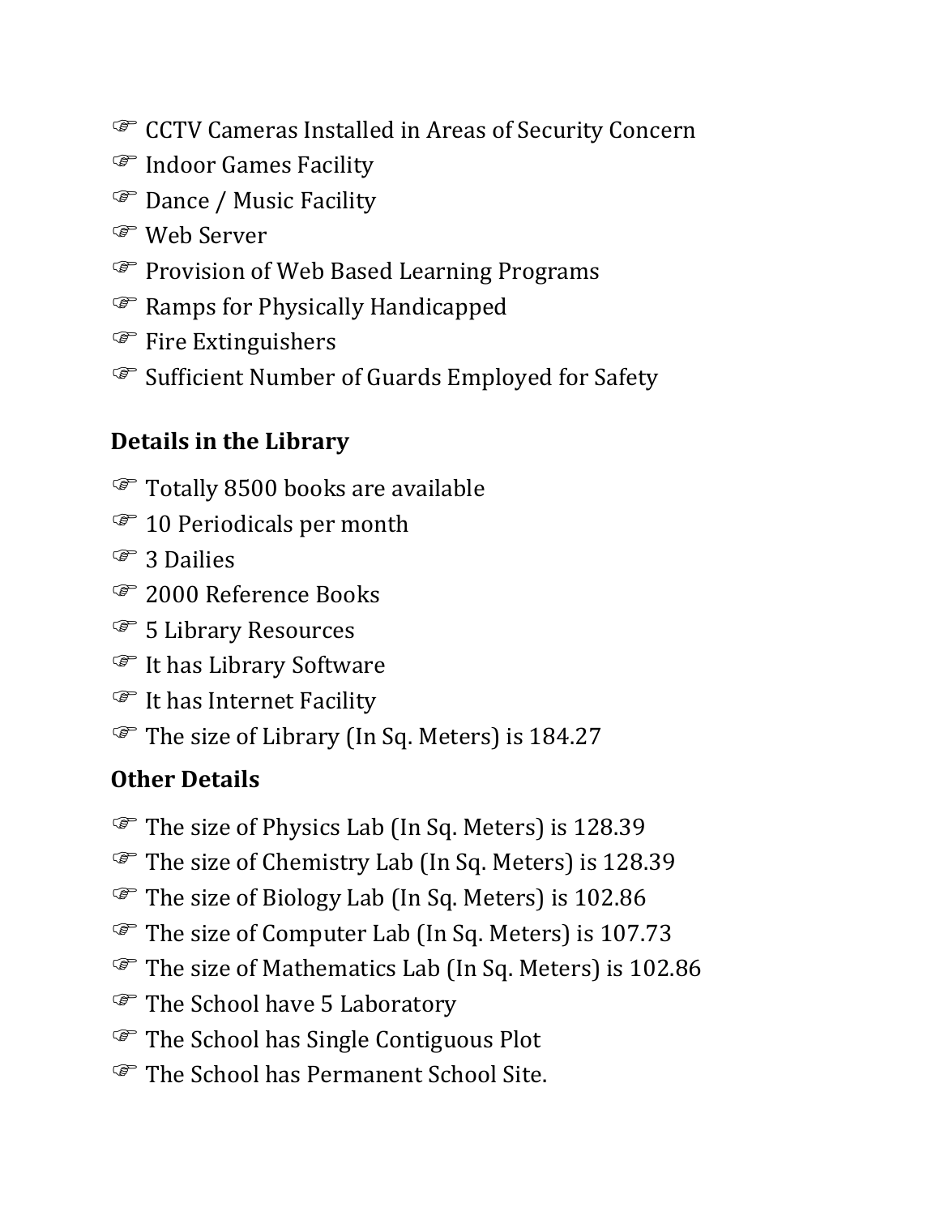- CCTV Cameras Installed in Areas of Security Concern
- Indoor Games Facility
- Dance / Music Facility
- Web Server
- Provision of Web Based Learning Programs
- Ramps for Physically Handicapped
- Fire Extinguishers
- Sufficient Number of Guards Employed for Safety

## Details in the Library

- Totally 8500 books are available
- 10 Periodicals per month
- 3 Dailies
- 2000 Reference Books
- 5 Library Resources
- It has Library Software
- It has Internet Facility
- The size of Library (In Sq. Meters) is 184.27

## Other Details

- The size of Physics Lab (In Sq. Meters) is 128.39
- The size of Chemistry Lab (In Sq. Meters) is 128.39
- The size of Biology Lab (In Sq. Meters) is 102.86
- The size of Computer Lab (In Sq. Meters) is 107.73
- The size of Mathematics Lab (In Sq. Meters) is 102.86
- The School have 5 Laboratory
- The School has Single Contiguous Plot
- The School has Permanent School Site.